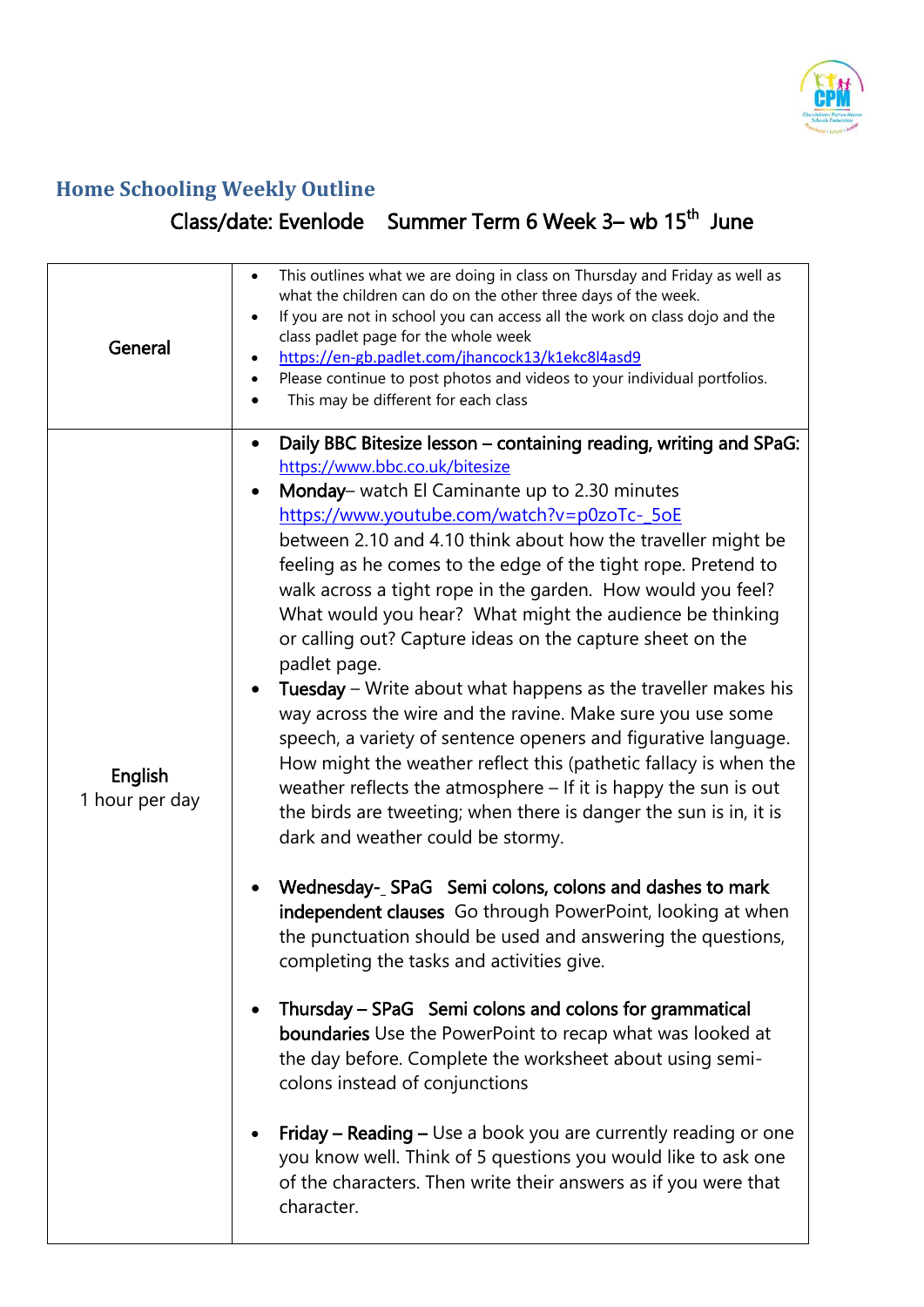## Home Schooling Weekly Outline

**Class/date: Evelode Summer Term 6 Week 3– wb 15th June**

| | |
|---|---|
| General | • This outlines what we are doing in class on Thursday and Friday as well as what the children can do on the other three days of the week.<br>• If you are not in school you can access all the work on class dojo and the class padlet page for the whole week<br>• https://en-gb.padlet.com/jhancock13/k1ekc8l4asd9<br>• Please continue to post photos and videos to your individual portfolios.<br>• This may be different for each class |
| English<br>1 hour per day | • Daily BBC Bitesize lesson – containing reading, writing and SPaG: https://www.bbc.co.uk/bitesize<br>• Monday– watch El Caminante up to 2.30 minutes https://www.youtube.com/watch?v=p0zoTc-_5oE between 2.10 and 4.10 think about how the traveller might be feeling as he comes to the edge of the tight rope. Pretend to walk across a tight rope in the garden. How would you feel? What would you hear? What might the audience be thinking or calling out? Capture ideas on the capture sheet on the padlet page.<br>• Tuesday – Write about what happens as the traveller makes his way across the wire and the ravine. Make sure you use some speech, a variety of sentence openers and figurative language. How might the weather reflect this (pathetic fallacy is when the weather reflects the atmosphere – If it is happy the sun is out the birds are tweeting; when there is danger the sun is in, it is dark and weather could be stormy.<br><br>• Wednesday-_ SPaG Semi colons, colons and dashes to mark independent clauses Go through PowerPoint, looking at when the punctuation should be used and answering the questions, completing the tasks and activities give.<br><br>• Thursday – SPaG Semi colons and colons for grammatical boundaries Use the PowerPoint to recap what was looked at the day before. Complete the worksheet about using semi-colons instead of conjunctions<br><br>• Friday – Reading – Use a book you are currently reading or one you know well. Think of 5 questions you would like to ask one of the characters. Then write their answers as if you were that character. |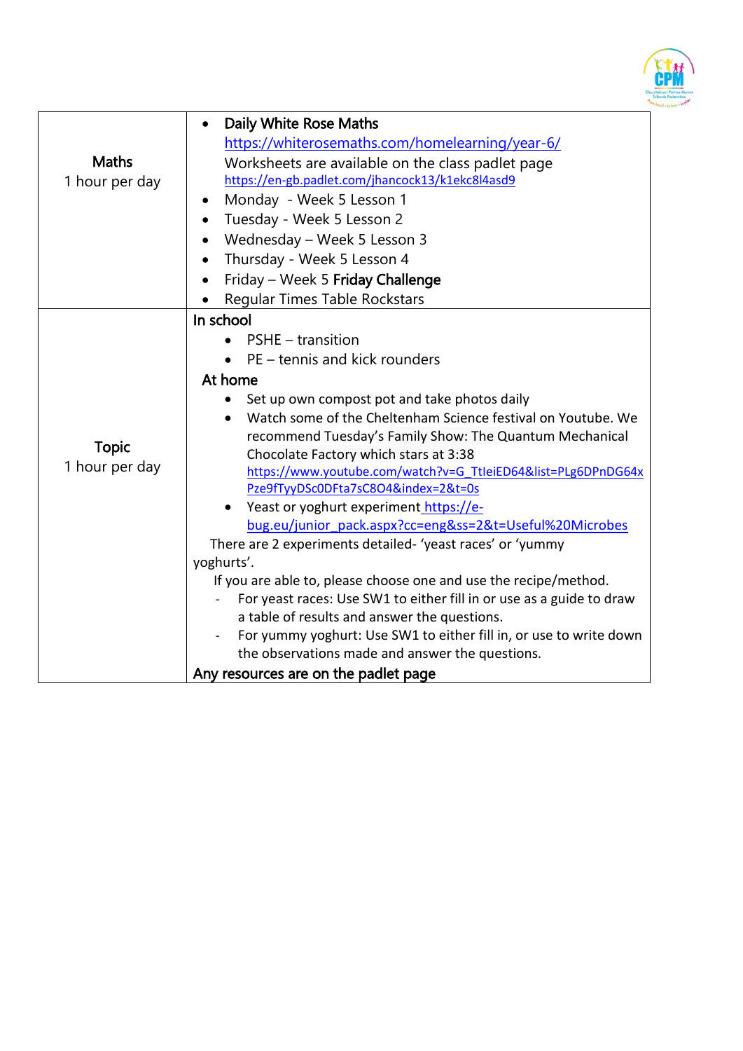| | |
|---|---|
| **Maths**<br>1 hour per day | • **Daily White Rose Maths**<br>https://whiterosemaths.com/homelearning/year-6/<br>Worksheets are available on the class padlet page<br>https://en-gb.padlet.com/jhancock13/k1ekc8l4asd9<br>• Monday - Week 5 Lesson 1<br>• Tuesday - Week 5 Lesson 2<br>• Wednesday – Week 5 Lesson 3<br>• Thursday - Week 5 Lesson 4<br>• Friday – Week 5 **Friday Challenge**<br>• Regular Times Table Rockstars |
| **Topic**<br>1 hour per day | **In school**<br>• PSHE – transition<br>• PE – tennis and kick rounders<br>**At home**<br>• Set up own compost pot and take photos daily<br>• Watch some of the Cheltenham Science festival on Youtube. We recommend Tuesday's Family Show: The Quantum Mechanical Chocolate Factory which stars at 3:38 https://www.youtube.com/watch?v=G_TtleiED64&list=PLg6DPnDG64xPze9fTyyDSc0DFta7sC8O4&index=2&t=0s<br>• Yeast or yoghurt experiment https://e-bug.eu/junior_pack.aspx?cc=eng&ss=2&t=Useful%20Microbes<br>There are 2 experiments detailed- 'yeast races' or 'yummy yoghurts'.<br>If you are able to, please choose one and use the recipe/method.<br>- For yeast races: Use SW1 to either fill in or use as a guide to draw a table of results and answer the questions.<br>- For yummy yoghurt: Use SW1 to either fill in, or use to write down the observations made and answer the questions.<br>**Any resources are on the padlet page** |